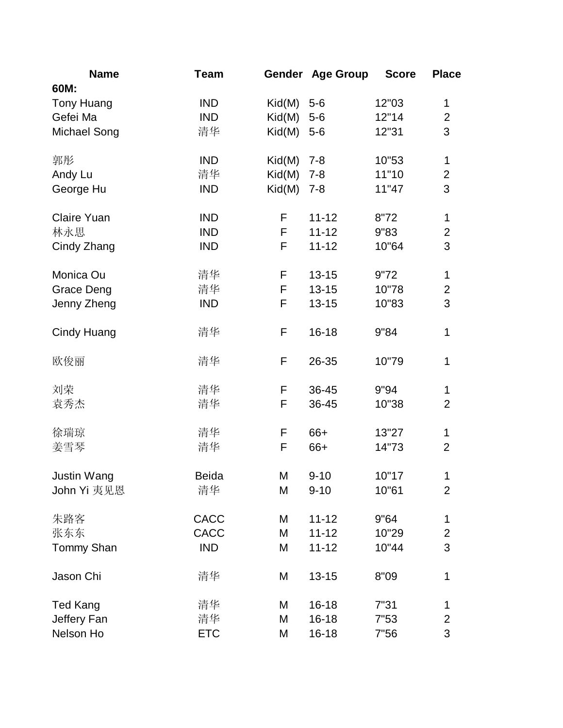| Name | Team | Gender | Age Group | Score | Place |
|---|---|---|---|---|---|
| **60M:** | | | | | |
| Tony Huang | IND | Kid(M) | 5-6 | 12"03 | 1 |
| Gefei Ma | IND | Kid(M) | 5-6 | 12"14 | 2 |
| Michael Song | 清华 | Kid(M) | 5-6 | 12"31 | 3 |
| | | | | | |
| 郭彤 | IND | Kid(M) | 7-8 | 10"53 | 1 |
| Andy Lu | 清华 | Kid(M) | 7-8 | 11"10 | 2 |
| George Hu | IND | Kid(M) | 7-8 | 11"47 | 3 |
| | | | | | |
| Claire Yuan | IND | F | 11-12 | 8"72 | 1 |
| 林永思 | IND | F | 11-12 | 9"83 | 2 |
| Cindy Zhang | IND | F | 11-12 | 10"64 | 3 |
| | | | | | |
| Monica Ou | 清华 | F | 13-15 | 9"72 | 1 |
| Grace Deng | 清华 | F | 13-15 | 10"78 | 2 |
| Jenny Zheng | IND | F | 13-15 | 10"83 | 3 |
| | | | | | |
| Cindy Huang | 清华 | F | 16-18 | 9"84 | 1 |
| | | | | | |
| 欧俊丽 | 清华 | F | 26-35 | 10"79 | 1 |
| | | | | | |
| 刘荣 | 清华 | F | 36-45 | 9"94 | 1 |
| 袁秀杰 | 清华 | F | 36-45 | 10"38 | 2 |
| | | | | | |
| 徐瑞琼 | 清华 | F | 66+ | 13"27 | 1 |
| 姜雪琴 | 清华 | F | 66+ | 14"73 | 2 |
| | | | | | |
| Justin Wang | Beida | M | 9-10 | 10"17 | 1 |
| John Yi 夷见恩 | 清华 | M | 9-10 | 10"61 | 2 |
| | | | | | |
| 朱路客 | CACC | M | 11-12 | 9"64 | 1 |
| 张东东 | CACC | M | 11-12 | 10"29 | 2 |
| Tommy Shan | IND | M | 11-12 | 10"44 | 3 |
| | | | | | |
| Jason Chi | 清华 | M | 13-15 | 8"09 | 1 |
| | | | | | |
| Ted Kang | 清华 | M | 16-18 | 7"31 | 1 |
| Jeffery Fan | 清华 | M | 16-18 | 7"53 | 2 |
| Nelson Ho | ETC | M | 16-18 | 7"56 | 3 |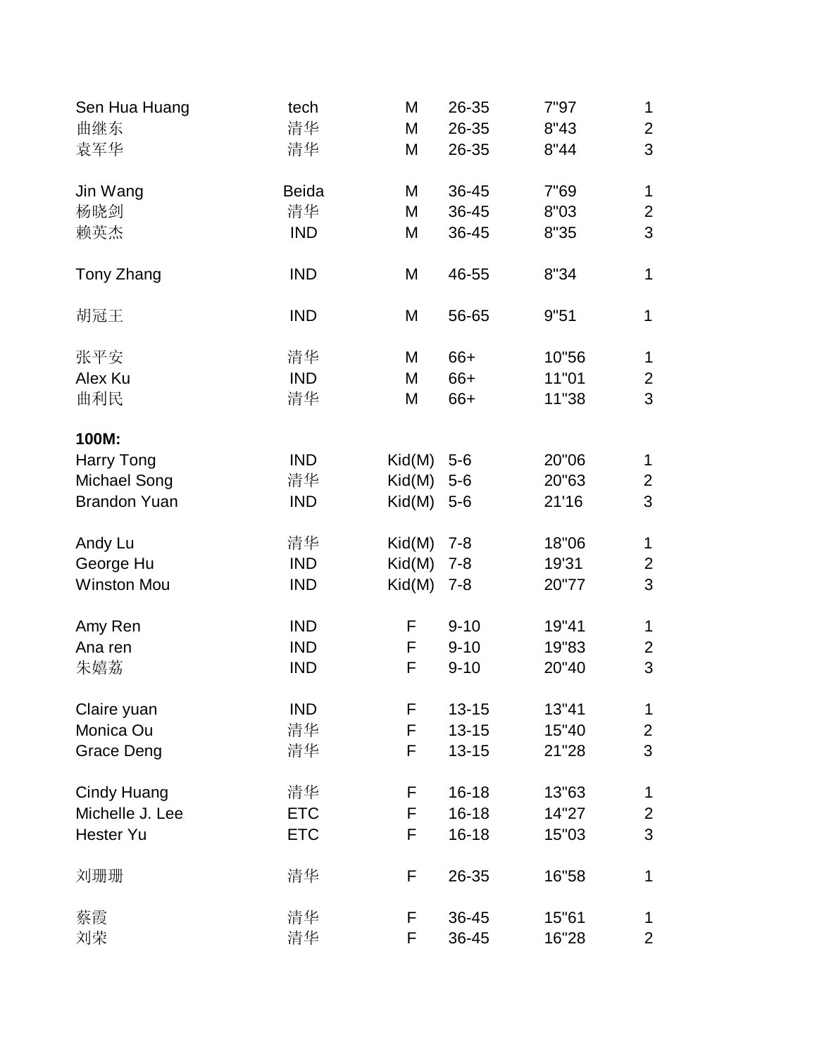| | | | | | |
|---|---|---|---|---|---|
| Sen Hua Huang | tech | M | 26-35 | 7"97 | 1 |
| 曲继东 | 清华 | M | 26-35 | 8"43 | 2 |
| 袁军华 | 清华 | M | 26-35 | 8"44 | 3 |
| | | | | | |
| Jin Wang | Beida | M | 36-45 | 7"69 | 1 |
| 杨晓剑 | 清华 | M | 36-45 | 8"03 | 2 |
| 赖英杰 | IND | M | 36-45 | 8"35 | 3 |
| | | | | | |
| Tony Zhang | IND | M | 46-55 | 8"34 | 1 |
| | | | | | |
| 胡冠王 | IND | M | 56-65 | 9"51 | 1 |
| | | | | | |
| 张平安 | 清华 | M | 66+ | 10"56 | 1 |
| Alex Ku | IND | M | 66+ | 11"01 | 2 |
| 曲利民 | 清华 | M | 66+ | 11"38 | 3 |

**100M:**

| | | | | | |
|---|---|---|---|---|---|
| Harry Tong | IND | Kid(M) | 5-6 | 20"06 | 1 |
| Michael Song | 清华 | Kid(M) | 5-6 | 20"63 | 2 |
| Brandon Yuan | IND | Kid(M) | 5-6 | 21'16 | 3 |
| | | | | | |
| Andy Lu | 清华 | Kid(M) | 7-8 | 18"06 | 1 |
| George Hu | IND | Kid(M) | 7-8 | 19'31 | 2 |
| Winston Mou | IND | Kid(M) | 7-8 | 20"77 | 3 |
| | | | | | |
| Amy Ren | IND | F | 9-10 | 19"41 | 1 |
| Ana ren | IND | F | 9-10 | 19"83 | 2 |
| 朱嬉荔 | IND | F | 9-10 | 20"40 | 3 |
| | | | | | |
| Claire yuan | IND | F | 13-15 | 13"41 | 1 |
| Monica Ou | 清华 | F | 13-15 | 15"40 | 2 |
| Grace Deng | 清华 | F | 13-15 | 21"28 | 3 |
| | | | | | |
| Cindy Huang | 清华 | F | 16-18 | 13"63 | 1 |
| Michelle J. Lee | ETC | F | 16-18 | 14"27 | 2 |
| Hester Yu | ETC | F | 16-18 | 15"03 | 3 |
| | | | | | |
| 刘珊珊 | 清华 | F | 26-35 | 16"58 | 1 |
| | | | | | |
| 蔡霞 | 清华 | F | 36-45 | 15"61 | 1 |
| 刘荣 | 清华 | F | 36-45 | 16"28 | 2 |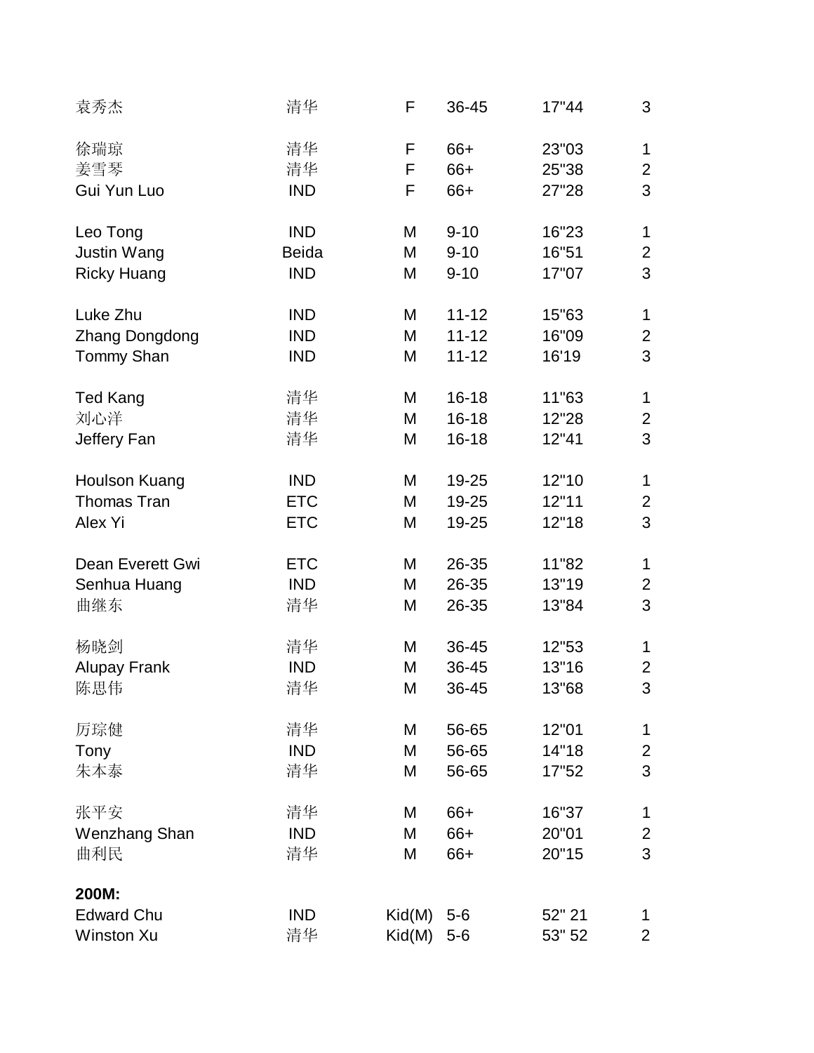| | | | | | |
|---|---|---|---|---|---|
| 袁秀杰 | 清华 | F | 36-45 | 17"44 | 3 |
| | | | | | |
| 徐瑞琼 | 清华 | F | 66+ | 23"03 | 1 |
| 姜雪琴 | 清华 | F | 66+ | 25"38 | 2 |
| Gui Yun Luo | IND | F | 66+ | 27"28 | 3 |
| | | | | | |
| Leo Tong | IND | M | 9-10 | 16"23 | 1 |
| Justin Wang | Beida | M | 9-10 | 16"51 | 2 |
| Ricky Huang | IND | M | 9-10 | 17"07 | 3 |
| | | | | | |
| Luke Zhu | IND | M | 11-12 | 15"63 | 1 |
| Zhang Dongdong | IND | M | 11-12 | 16"09 | 2 |
| Tommy Shan | IND | M | 11-12 | 16'19 | 3 |
| | | | | | |
| Ted Kang | 清华 | M | 16-18 | 11"63 | 1 |
| 刘心洋 | 清华 | M | 16-18 | 12"28 | 2 |
| Jeffery Fan | 清华 | M | 16-18 | 12"41 | 3 |
| | | | | | |
| Houlson Kuang | IND | M | 19-25 | 12"10 | 1 |
| Thomas Tran | ETC | M | 19-25 | 12"11 | 2 |
| Alex Yi | ETC | M | 19-25 | 12"18 | 3 |
| | | | | | |
| Dean Everett Gwi | ETC | M | 26-35 | 11"82 | 1 |
| Senhua Huang | IND | M | 26-35 | 13"19 | 2 |
| 曲继东 | 清华 | M | 26-35 | 13"84 | 3 |
| | | | | | |
| 杨晓剑 | 清华 | M | 36-45 | 12"53 | 1 |
| Alupay Frank | IND | M | 36-45 | 13"16 | 2 |
| 陈思伟 | 清华 | M | 36-45 | 13"68 | 3 |
| | | | | | |
| 厉琮健 | 清华 | M | 56-65 | 12"01 | 1 |
| Tony | IND | M | 56-65 | 14"18 | 2 |
| 朱本泰 | 清华 | M | 56-65 | 17"52 | 3 |
| | | | | | |
| 张平安 | 清华 | M | 66+ | 16"37 | 1 |
| Wenzhang Shan | IND | M | 66+ | 20"01 | 2 |
| 曲利民 | 清华 | M | 66+ | 20"15 | 3 |

**200M:**

| | | | | | |
|---|---|---|---|---|---|
| Edward Chu | IND | Kid(M) | 5-6 | 52" 21 | 1 |
| Winston Xu | 清华 | Kid(M) | 5-6 | 53" 52 | 2 |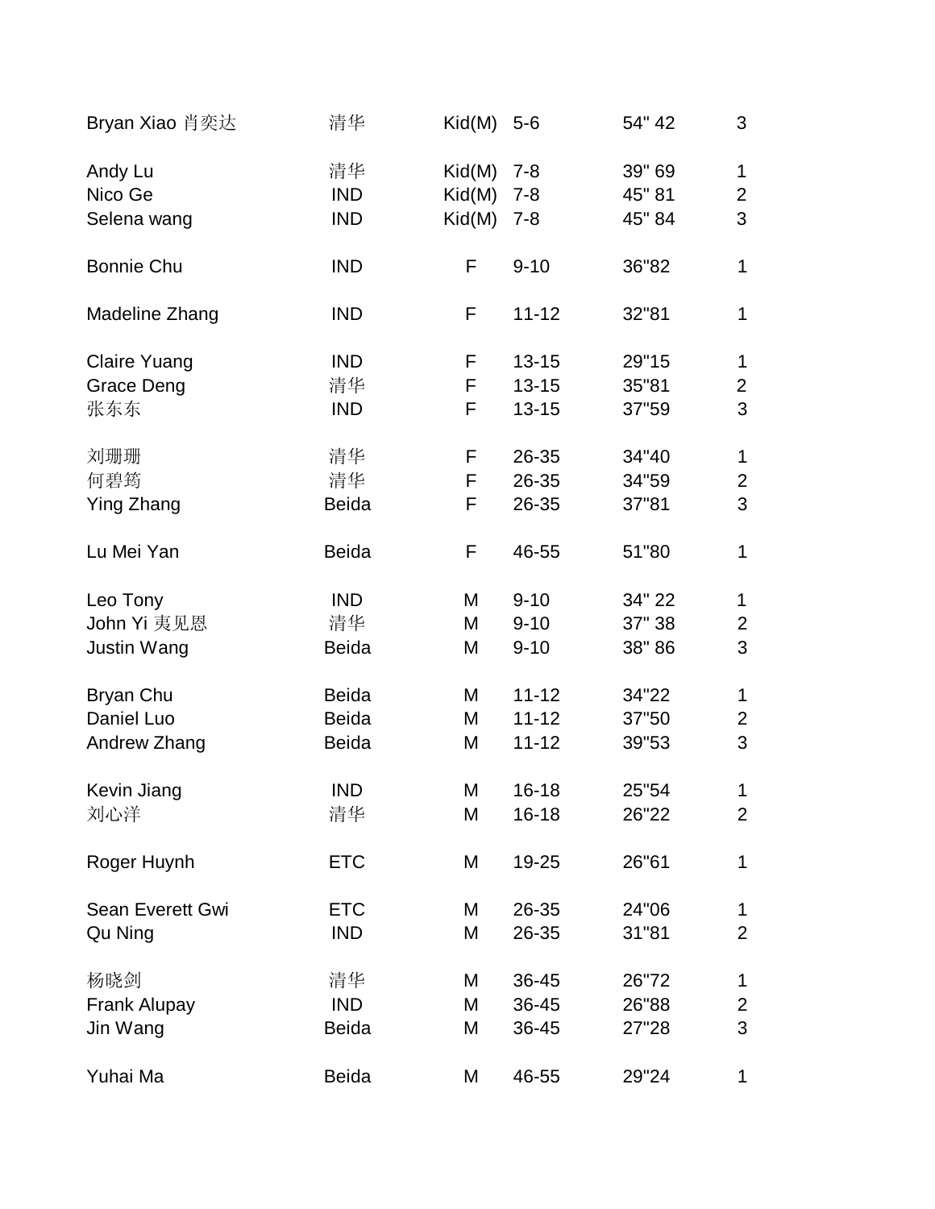| | | | | | |
|---|---|---|---|---|---|
| Bryan Xiao 肖奕达 | 清华 | Kid(M) | 5-6 | 54" 42 | 3 |
| | | | | | |
| Andy Lu | 清华 | Kid(M) | 7-8 | 39" 69 | 1 |
| Nico Ge | IND | Kid(M) | 7-8 | 45" 81 | 2 |
| Selena wang | IND | Kid(M) | 7-8 | 45" 84 | 3 |
| | | | | | |
| Bonnie Chu | IND | F | 9-10 | 36"82 | 1 |
| | | | | | |
| Madeline Zhang | IND | F | 11-12 | 32"81 | 1 |
| | | | | | |
| Claire Yuang | IND | F | 13-15 | 29"15 | 1 |
| Grace Deng | 清华 | F | 13-15 | 35"81 | 2 |
| 张东东 | IND | F | 13-15 | 37"59 | 3 |
| | | | | | |
| 刘珊珊 | 清华 | F | 26-35 | 34"40 | 1 |
| 何碧筠 | 清华 | F | 26-35 | 34"59 | 2 |
| Ying Zhang | Beida | F | 26-35 | 37"81 | 3 |
| | | | | | |
| Lu Mei Yan | Beida | F | 46-55 | 51"80 | 1 |
| | | | | | |
| Leo Tony | IND | M | 9-10 | 34" 22 | 1 |
| John Yi 夷见恩 | 清华 | M | 9-10 | 37" 38 | 2 |
| Justin Wang | Beida | M | 9-10 | 38" 86 | 3 |
| | | | | | |
| Bryan Chu | Beida | M | 11-12 | 34"22 | 1 |
| Daniel Luo | Beida | M | 11-12 | 37"50 | 2 |
| Andrew Zhang | Beida | M | 11-12 | 39"53 | 3 |
| | | | | | |
| Kevin Jiang | IND | M | 16-18 | 25"54 | 1 |
| 刘心洋 | 清华 | M | 16-18 | 26"22 | 2 |
| | | | | | |
| Roger Huynh | ETC | M | 19-25 | 26"61 | 1 |
| | | | | | |
| Sean Everett Gwi | ETC | M | 26-35 | 24"06 | 1 |
| Qu Ning | IND | M | 26-35 | 31"81 | 2 |
| | | | | | |
| 杨晓剑 | 清华 | M | 36-45 | 26"72 | 1 |
| Frank Alupay | IND | M | 36-45 | 26"88 | 2 |
| Jin Wang | Beida | M | 36-45 | 27"28 | 3 |
| | | | | | |
| Yuhai Ma | Beida | M | 46-55 | 29"24 | 1 |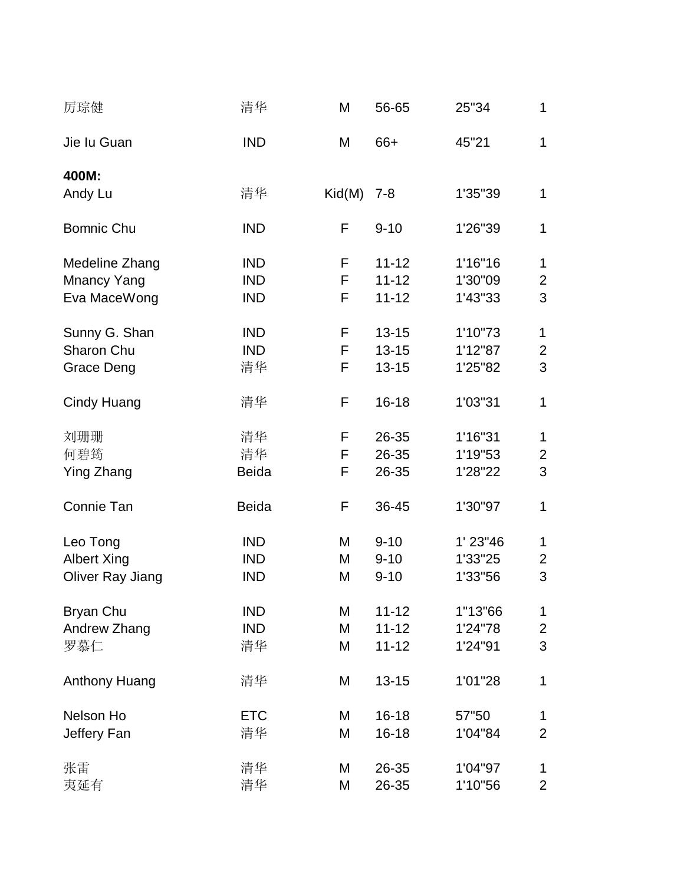| | | | | | |
|---|---|---|---|---|---|
| 厉琮健 | 清华 | M | 56-65 | 25"34 | 1 |
| | | | | | |
| Jie Iu Guan | IND | M | 66+ | 45"21 | 1 |

**400M:**

| | | | | | |
|---|---|---|---|---|---|
| Andy Lu | 清华 | Kid(M) | 7-8 | 1'35"39 | 1 |
| | | | | | |
| Bomnic Chu | IND | F | 9-10 | 1'26"39 | 1 |
| | | | | | |
| Medeline Zhang | IND | F | 11-12 | 1'16"16 | 1 |
| Mnancy Yang | IND | F | 11-12 | 1'30"09 | 2 |
| Eva MaceWong | IND | F | 11-12 | 1'43"33 | 3 |
| | | | | | |
| Sunny G. Shan | IND | F | 13-15 | 1'10"73 | 1 |
| Sharon Chu | IND | F | 13-15 | 1'12"87 | 2 |
| Grace Deng | 清华 | F | 13-15 | 1'25"82 | 3 |
| | | | | | |
| Cindy Huang | 清华 | F | 16-18 | 1'03"31 | 1 |
| | | | | | |
| 刘珊珊 | 清华 | F | 26-35 | 1'16"31 | 1 |
| 何碧筠 | 清华 | F | 26-35 | 1'19"53 | 2 |
| Ying Zhang | Beida | F | 26-35 | 1'28"22 | 3 |
| | | | | | |
| Connie Tan | Beida | F | 36-45 | 1'30"97 | 1 |
| | | | | | |
| Leo Tong | IND | M | 9-10 | 1' 23"46 | 1 |
| Albert Xing | IND | M | 9-10 | 1'33"25 | 2 |
| Oliver Ray Jiang | IND | M | 9-10 | 1'33"56 | 3 |
| | | | | | |
| Bryan Chu | IND | M | 11-12 | 1"13"66 | 1 |
| Andrew Zhang | IND | M | 11-12 | 1'24"78 | 2 |
| 罗慕仁 | 清华 | M | 11-12 | 1'24"91 | 3 |
| | | | | | |
| Anthony Huang | 清华 | M | 13-15 | 1'01"28 | 1 |
| | | | | | |
| Nelson Ho | ETC | M | 16-18 | 57"50 | 1 |
| Jeffery Fan | 清华 | M | 16-18 | 1'04"84 | 2 |
| | | | | | |
| 张雷 | 清华 | M | 26-35 | 1'04"97 | 1 |
| 夷延有 | 清华 | M | 26-35 | 1'10"56 | 2 |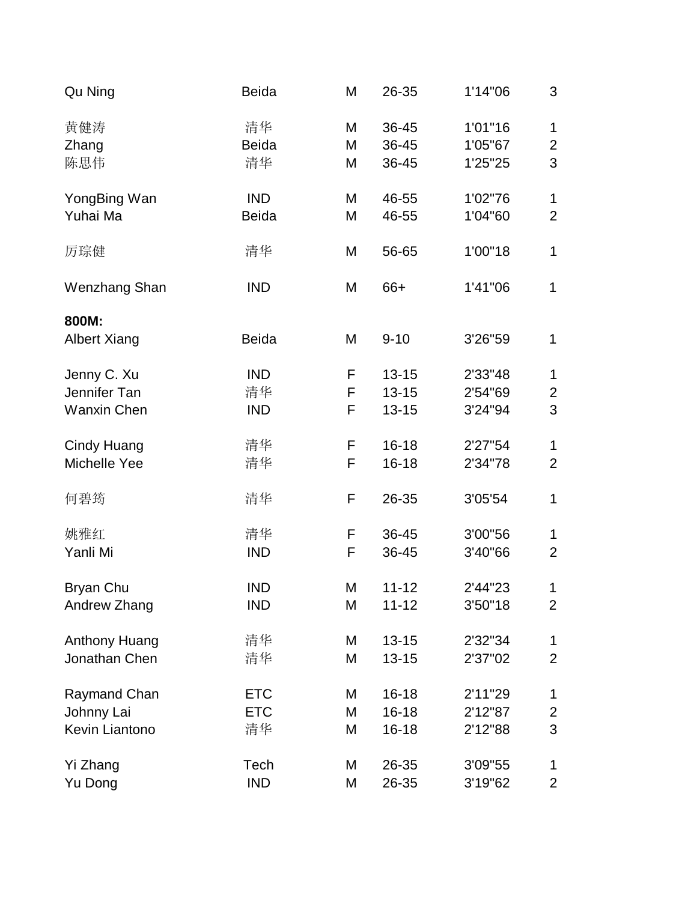| | | | | | |
|---|---|---|---|---|---|
| Qu Ning | Beida | M | 26-35 | 1'14"06 | 3 |
| | | | | | |
| 黄健涛 | 清华 | M | 36-45 | 1'01"16 | 1 |
| Zhang | Beida | M | 36-45 | 1'05"67 | 2 |
| 陈思伟 | 清华 | M | 36-45 | 1'25"25 | 3 |
| | | | | | |
| YongBing Wan | IND | M | 46-55 | 1'02"76 | 1 |
| Yuhai Ma | Beida | M | 46-55 | 1'04"60 | 2 |
| | | | | | |
| 厉琮健 | 清华 | M | 56-65 | 1'00"18 | 1 |
| | | | | | |
| Wenzhang Shan | IND | M | 66+ | 1'41"06 | 1 |

**800M:**

| | | | | | |
|---|---|---|---|---|---|
| Albert Xiang | Beida | M | 9-10 | 3'26"59 | 1 |
| | | | | | |
| Jenny C. Xu | IND | F | 13-15 | 2'33"48 | 1 |
| Jennifer Tan | 清华 | F | 13-15 | 2'54"69 | 2 |
| Wanxin Chen | IND | F | 13-15 | 3'24"94 | 3 |
| | | | | | |
| Cindy Huang | 清华 | F | 16-18 | 2'27"54 | 1 |
| Michelle Yee | 清华 | F | 16-18 | 2'34"78 | 2 |
| | | | | | |
| 何碧筠 | 清华 | F | 26-35 | 3'05'54 | 1 |
| | | | | | |
| 姚雅红 | 清华 | F | 36-45 | 3'00"56 | 1 |
| Yanli Mi | IND | F | 36-45 | 3'40"66 | 2 |
| | | | | | |
| Bryan Chu | IND | M | 11-12 | 2'44"23 | 1 |
| Andrew Zhang | IND | M | 11-12 | 3'50"18 | 2 |
| | | | | | |
| Anthony Huang | 清华 | M | 13-15 | 2'32"34 | 1 |
| Jonathan Chen | 清华 | M | 13-15 | 2'37"02 | 2 |
| | | | | | |
| Raymand Chan | ETC | M | 16-18 | 2'11"29 | 1 |
| Johnny Lai | ETC | M | 16-18 | 2'12"87 | 2 |
| Kevin Liantono | 清华 | M | 16-18 | 2'12"88 | 3 |
| | | | | | |
| Yi Zhang | Tech | M | 26-35 | 3'09"55 | 1 |
| Yu Dong | IND | M | 26-35 | 3'19"62 | 2 |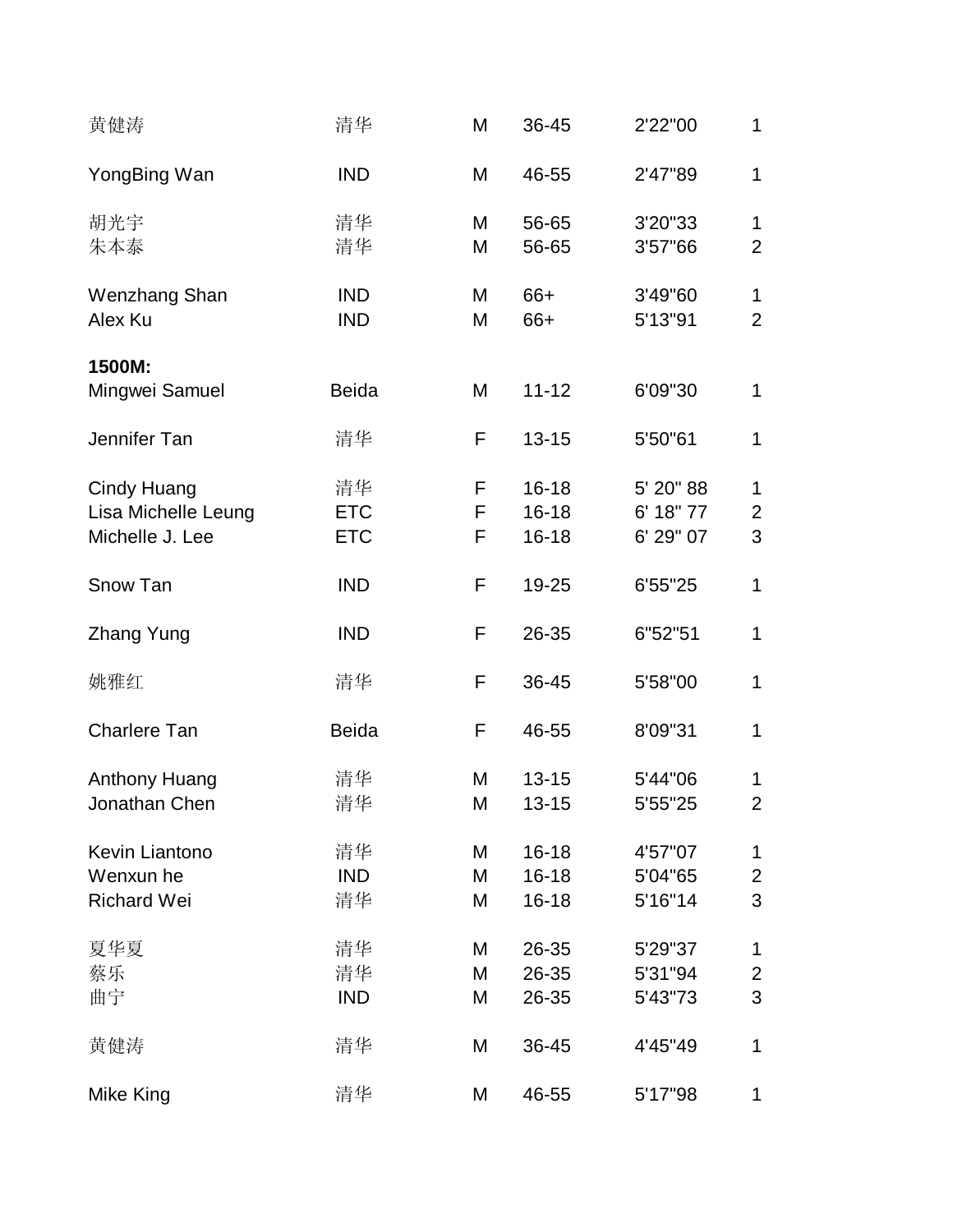| | | | | | |
|---|---|---|---|---|---|
| 黄健涛 | 清华 | M | 36-45 | 2'22"00 | 1 |
| | | | | | |
| YongBing Wan | IND | M | 46-55 | 2'47"89 | 1 |
| | | | | | |
| 胡光宇 | 清华 | M | 56-65 | 3'20"33 | 1 |
| 朱本泰 | 清华 | M | 56-65 | 3'57"66 | 2 |
| | | | | | |
| Wenzhang Shan | IND | M | 66+ | 3'49"60 | 1 |
| Alex Ku | IND | M | 66+ | 5'13"91 | 2 |

**1500M:**

| | | | | | |
|---|---|---|---|---|---|
| Mingwei Samuel | Beida | M | 11-12 | 6'09"30 | 1 |
| | | | | | |
| Jennifer Tan | 清华 | F | 13-15 | 5'50"61 | 1 |
| | | | | | |
| Cindy Huang | 清华 | F | 16-18 | 5' 20" 88 | 1 |
| Lisa Michelle Leung | ETC | F | 16-18 | 6' 18" 77 | 2 |
| Michelle J. Lee | ETC | F | 16-18 | 6' 29" 07 | 3 |
| | | | | | |
| Snow Tan | IND | F | 19-25 | 6'55"25 | 1 |
| | | | | | |
| Zhang Yung | IND | F | 26-35 | 6"52"51 | 1 |
| | | | | | |
| 姚雅红 | 清华 | F | 36-45 | 5'58"00 | 1 |
| | | | | | |
| Charlere Tan | Beida | F | 46-55 | 8'09"31 | 1 |
| | | | | | |
| Anthony Huang | 清华 | M | 13-15 | 5'44"06 | 1 |
| Jonathan Chen | 清华 | M | 13-15 | 5'55"25 | 2 |
| | | | | | |
| Kevin Liantono | 清华 | M | 16-18 | 4'57"07 | 1 |
| Wenxun he | IND | M | 16-18 | 5'04"65 | 2 |
| Richard Wei | 清华 | M | 16-18 | 5'16"14 | 3 |
| | | | | | |
| 夏华夏 | 清华 | M | 26-35 | 5'29"37 | 1 |
| 蔡乐 | 清华 | M | 26-35 | 5'31"94 | 2 |
| 曲宁 | IND | M | 26-35 | 5'43"73 | 3 |
| | | | | | |
| 黄健涛 | 清华 | M | 36-45 | 4'45"49 | 1 |
| | | | | | |
| Mike King | 清华 | M | 46-55 | 5'17"98 | 1 |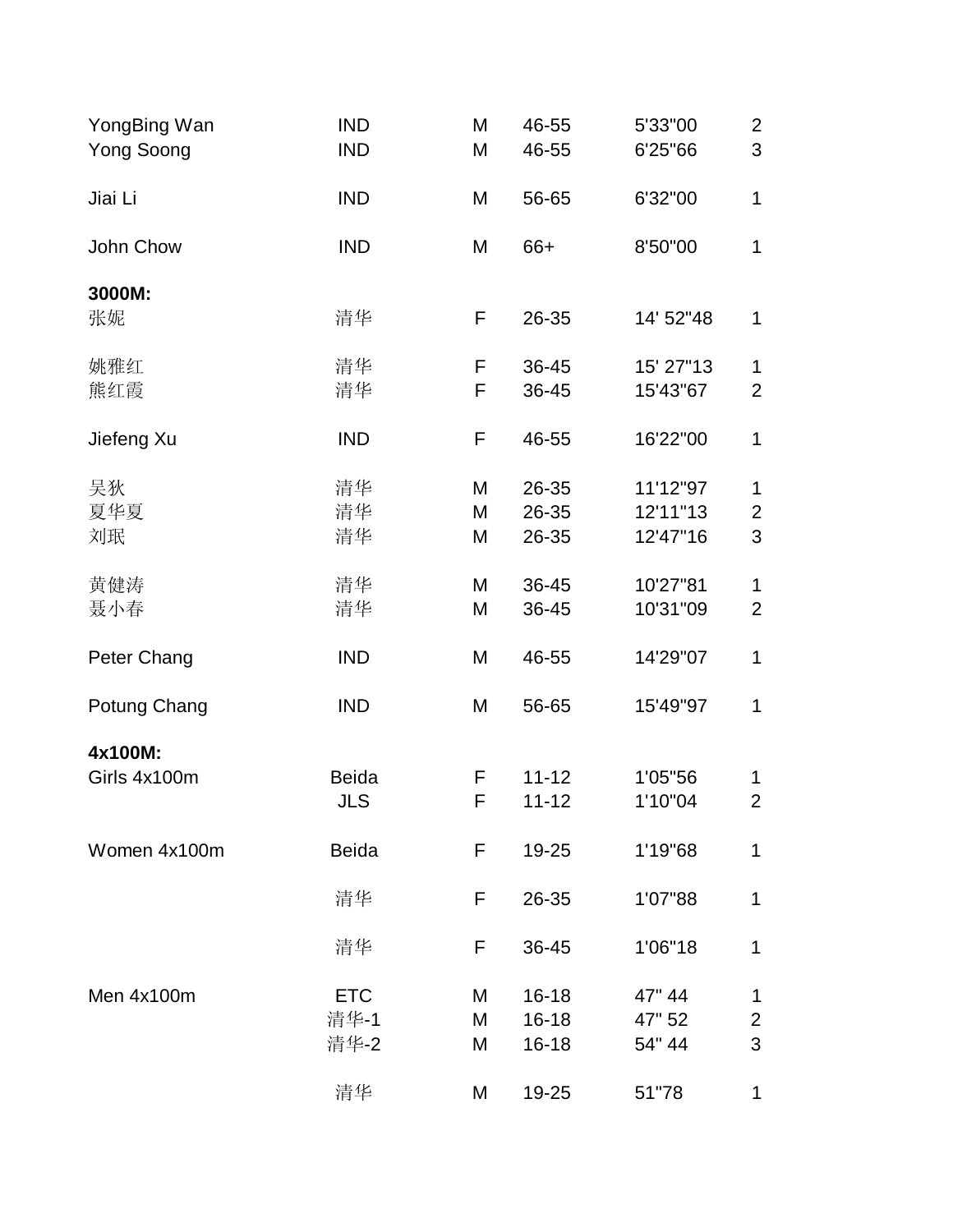| | | | | | |
|---|---|---|---|---|---|
| YongBing Wan | IND | M | 46-55 | 5'33"00 | 2 |
| Yong Soong | IND | M | 46-55 | 6'25"66 | 3 |
| | | | | | |
| Jiai Li | IND | M | 56-65 | 6'32"00 | 1 |
| | | | | | |
| John Chow | IND | M | 66+ | 8'50"00 | 1 |
| | | | | | |
| **3000M:** | | | | | |
| 张妮 | 清华 | F | 26-35 | 14' 52"48 | 1 |
| | | | | | |
| 姚雅红 | 清华 | F | 36-45 | 15' 27"13 | 1 |
| 熊红霞 | 清华 | F | 36-45 | 15'43"67 | 2 |
| | | | | | |
| Jiefeng Xu | IND | F | 46-55 | 16'22"00 | 1 |
| | | | | | |
| 吴狄 | 清华 | M | 26-35 | 11'12"97 | 1 |
| 夏华夏 | 清华 | M | 26-35 | 12'11"13 | 2 |
| 刘珉 | 清华 | M | 26-35 | 12'47"16 | 3 |
| | | | | | |
| 黄健涛 | 清华 | M | 36-45 | 10'27"81 | 1 |
| 聂小春 | 清华 | M | 36-45 | 10'31"09 | 2 |
| | | | | | |
| Peter Chang | IND | M | 46-55 | 14'29"07 | 1 |
| | | | | | |
| Potung Chang | IND | M | 56-65 | 15'49"97 | 1 |
| | | | | | |
| **4x100M:** | | | | | |
| Girls 4x100m | Beida | F | 11-12 | 1'05"56 | 1 |
| | JLS | F | 11-12 | 1'10"04 | 2 |
| | | | | | |
| Women 4x100m | Beida | F | 19-25 | 1'19"68 | 1 |
| | | | | | |
| | 清华 | F | 26-35 | 1'07"88 | 1 |
| | | | | | |
| | 清华 | F | 36-45 | 1'06"18 | 1 |
| | | | | | |
| Men 4x100m | ETC | M | 16-18 | 47" 44 | 1 |
| | 清华-1 | M | 16-18 | 47" 52 | 2 |
| | 清华-2 | M | 16-18 | 54" 44 | 3 |
| | | | | | |
| | 清华 | M | 19-25 | 51"78 | 1 |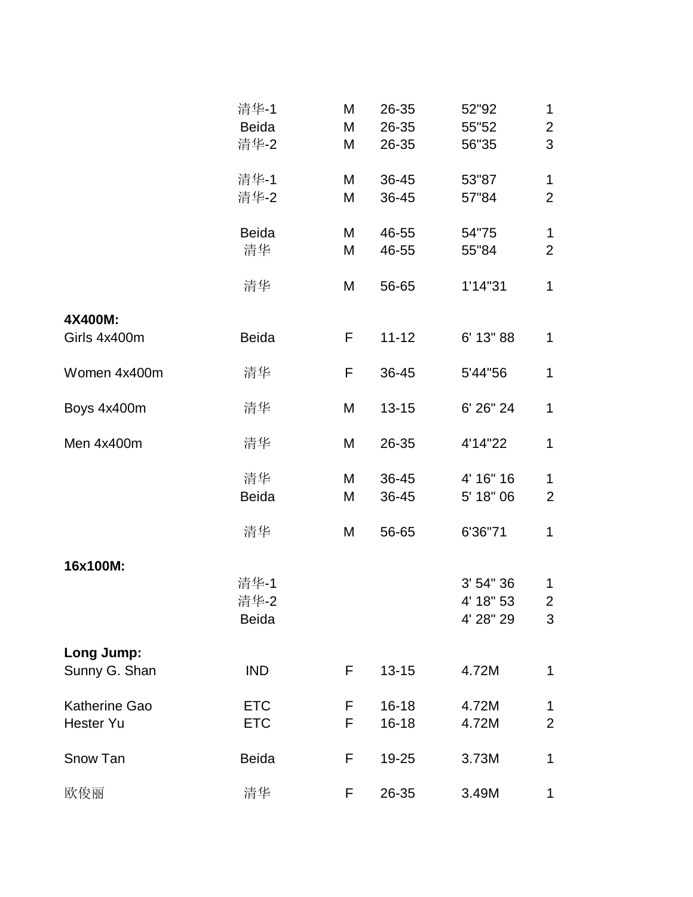| | | | | | |
|---|---|---|---|---|---|
| | 清华-1 | M | 26-35 | 52"92 | 1 |
| | Beida | M | 26-35 | 55"52 | 2 |
| | 清华-2 | M | 26-35 | 56"35 | 3 |
| | | | | | |
| | 清华-1 | M | 36-45 | 53"87 | 1 |
| | 清华-2 | M | 36-45 | 57"84 | 2 |
| | | | | | |
| | Beida | M | 46-55 | 54"75 | 1 |
| | 清华 | M | 46-55 | 55"84 | 2 |
| | | | | | |
| | 清华 | M | 56-65 | 1'14"31 | 1 |
| | | | | | |
| **4X400M:** | | | | | |
| Girls 4x400m | Beida | F | 11-12 | 6' 13" 88 | 1 |
| | | | | | |
| Women 4x400m | 清华 | F | 36-45 | 5'44"56 | 1 |
| | | | | | |
| Boys 4x400m | 清华 | M | 13-15 | 6' 26" 24 | 1 |
| | | | | | |
| Men 4x400m | 清华 | M | 26-35 | 4'14"22 | 1 |
| | | | | | |
| | 清华 | M | 36-45 | 4' 16" 16 | 1 |
| | Beida | M | 36-45 | 5' 18" 06 | 2 |
| | | | | | |
| | 清华 | M | 56-65 | 6'36"71 | 1 |
| | | | | | |
| **16x100M:** | | | | | |
| | 清华-1 | | | 3' 54" 36 | 1 |
| | 清华-2 | | | 4' 18" 53 | 2 |
| | Beida | | | 4' 28" 29 | 3 |
| | | | | | |
| **Long Jump:** | | | | | |
| Sunny G. Shan | IND | F | 13-15 | 4.72M | 1 |
| | | | | | |
| Katherine Gao | ETC | F | 16-18 | 4.72M | 1 |
| Hester Yu | ETC | F | 16-18 | 4.72M | 2 |
| | | | | | |
| Snow Tan | Beida | F | 19-25 | 3.73M | 1 |
| | | | | | |
| 欧俊丽 | 清华 | F | 26-35 | 3.49M | 1 |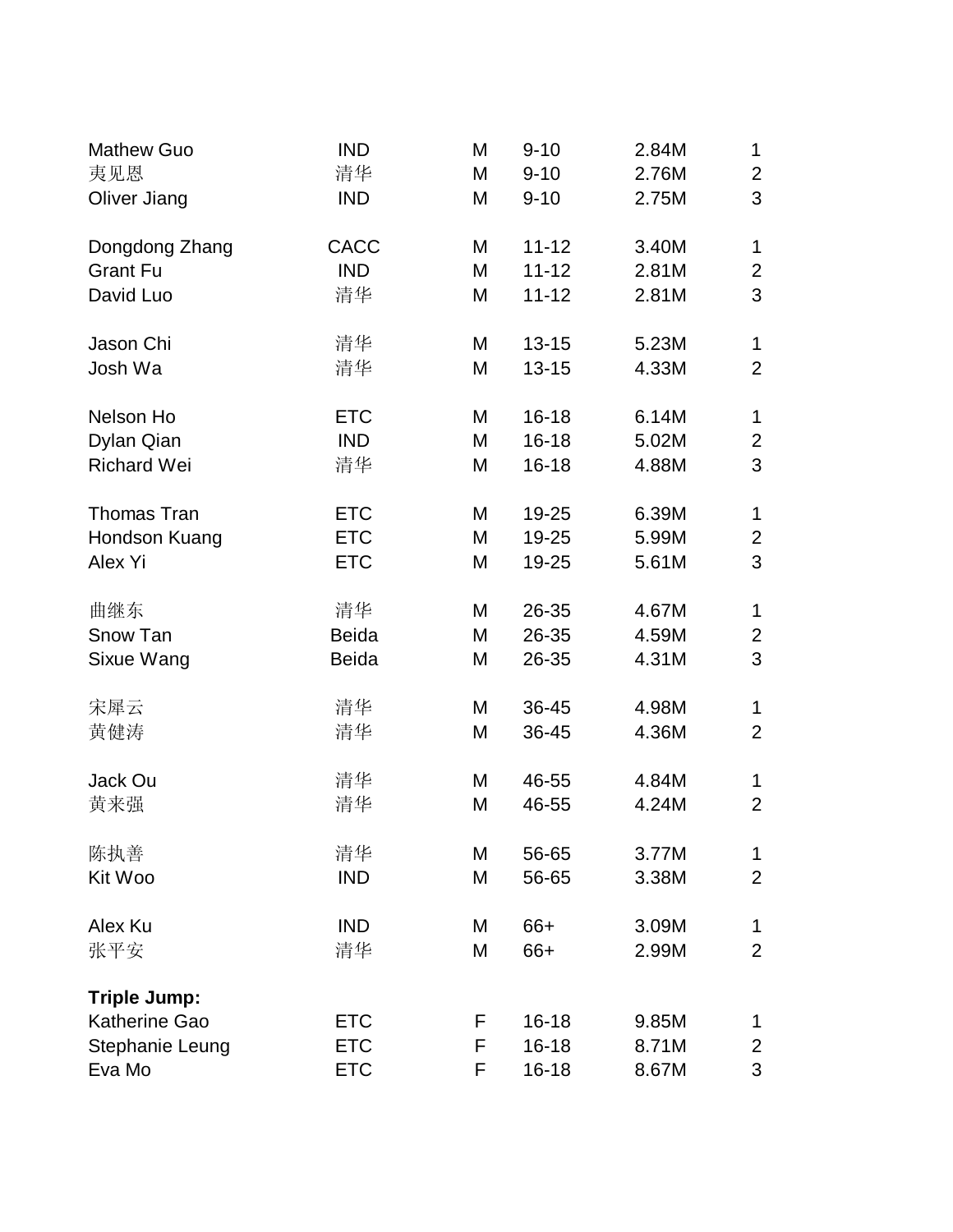| | | | | | |
|---|---|---|---|---|---|
| Mathew Guo | IND | M | 9-10 | 2.84M | 1 |
| 夷见恩 | 清华 | M | 9-10 | 2.76M | 2 |
| Oliver Jiang | IND | M | 9-10 | 2.75M | 3 |
| | | | | | |
| Dongdong Zhang | CACC | M | 11-12 | 3.40M | 1 |
| Grant Fu | IND | M | 11-12 | 2.81M | 2 |
| David Luo | 清华 | M | 11-12 | 2.81M | 3 |
| | | | | | |
| Jason Chi | 清华 | M | 13-15 | 5.23M | 1 |
| Josh Wa | 清华 | M | 13-15 | 4.33M | 2 |
| | | | | | |
| Nelson Ho | ETC | M | 16-18 | 6.14M | 1 |
| Dylan Qian | IND | M | 16-18 | 5.02M | 2 |
| Richard Wei | 清华 | M | 16-18 | 4.88M | 3 |
| | | | | | |
| Thomas Tran | ETC | M | 19-25 | 6.39M | 1 |
| Hondson Kuang | ETC | M | 19-25 | 5.99M | 2 |
| Alex Yi | ETC | M | 19-25 | 5.61M | 3 |
| | | | | | |
| 曲继东 | 清华 | M | 26-35 | 4.67M | 1 |
| Snow Tan | Beida | M | 26-35 | 4.59M | 2 |
| Sixue Wang | Beida | M | 26-35 | 4.31M | 3 |
| | | | | | |
| 宋犀云 | 清华 | M | 36-45 | 4.98M | 1 |
| 黄健涛 | 清华 | M | 36-45 | 4.36M | 2 |
| | | | | | |
| Jack Ou | 清华 | M | 46-55 | 4.84M | 1 |
| 黄来强 | 清华 | M | 46-55 | 4.24M | 2 |
| | | | | | |
| 陈执善 | 清华 | M | 56-65 | 3.77M | 1 |
| Kit Woo | IND | M | 56-65 | 3.38M | 2 |
| | | | | | |
| Alex Ku | IND | M | 66+ | 3.09M | 1 |
| 张平安 | 清华 | M | 66+ | 2.99M | 2 |

**Triple Jump:**

| | | | | | |
|---|---|---|---|---|---|
| Katherine Gao | ETC | F | 16-18 | 9.85M | 1 |
| Stephanie Leung | ETC | F | 16-18 | 8.71M | 2 |
| Eva Mo | ETC | F | 16-18 | 8.67M | 3 |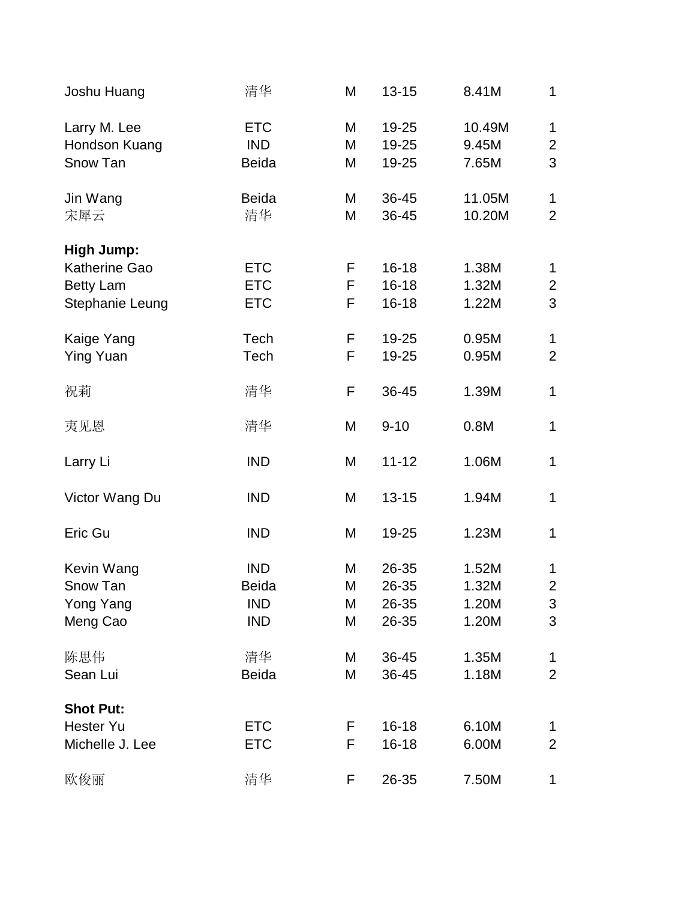| | | | | | |
|---|---|---|---|---|---|
| Joshu Huang | 清华 | M | 13-15 | 8.41M | 1 |
| | | | | | |
| Larry M. Lee | ETC | M | 19-25 | 10.49M | 1 |
| Hondson Kuang | IND | M | 19-25 | 9.45M | 2 |
| Snow Tan | Beida | M | 19-25 | 7.65M | 3 |
| | | | | | |
| Jin Wang | Beida | M | 36-45 | 11.05M | 1 |
| 宋犀云 | 清华 | M | 36-45 | 10.20M | 2 |
| | | | | | |
| **High Jump:** | | | | | |
| Katherine Gao | ETC | F | 16-18 | 1.38M | 1 |
| Betty Lam | ETC | F | 16-18 | 1.32M | 2 |
| Stephanie Leung | ETC | F | 16-18 | 1.22M | 3 |
| | | | | | |
| Kaige Yang | Tech | F | 19-25 | 0.95M | 1 |
| Ying Yuan | Tech | F | 19-25 | 0.95M | 2 |
| | | | | | |
| 祝莉 | 清华 | F | 36-45 | 1.39M | 1 |
| | | | | | |
| 夷见恩 | 清华 | M | 9-10 | 0.8M | 1 |
| | | | | | |
| Larry Li | IND | M | 11-12 | 1.06M | 1 |
| | | | | | |
| Victor Wang Du | IND | M | 13-15 | 1.94M | 1 |
| | | | | | |
| Eric Gu | IND | M | 19-25 | 1.23M | 1 |
| | | | | | |
| Kevin Wang | IND | M | 26-35 | 1.52M | 1 |
| Snow Tan | Beida | M | 26-35 | 1.32M | 2 |
| Yong Yang | IND | M | 26-35 | 1.20M | 3 |
| Meng Cao | IND | M | 26-35 | 1.20M | 3 |
| | | | | | |
| 陈思伟 | 清华 | M | 36-45 | 1.35M | 1 |
| Sean Lui | Beida | M | 36-45 | 1.18M | 2 |
| | | | | | |
| **Shot Put:** | | | | | |
| Hester Yu | ETC | F | 16-18 | 6.10M | 1 |
| Michelle J. Lee | ETC | F | 16-18 | 6.00M | 2 |
| | | | | | |
| 欧俊丽 | 清华 | F | 26-35 | 7.50M | 1 |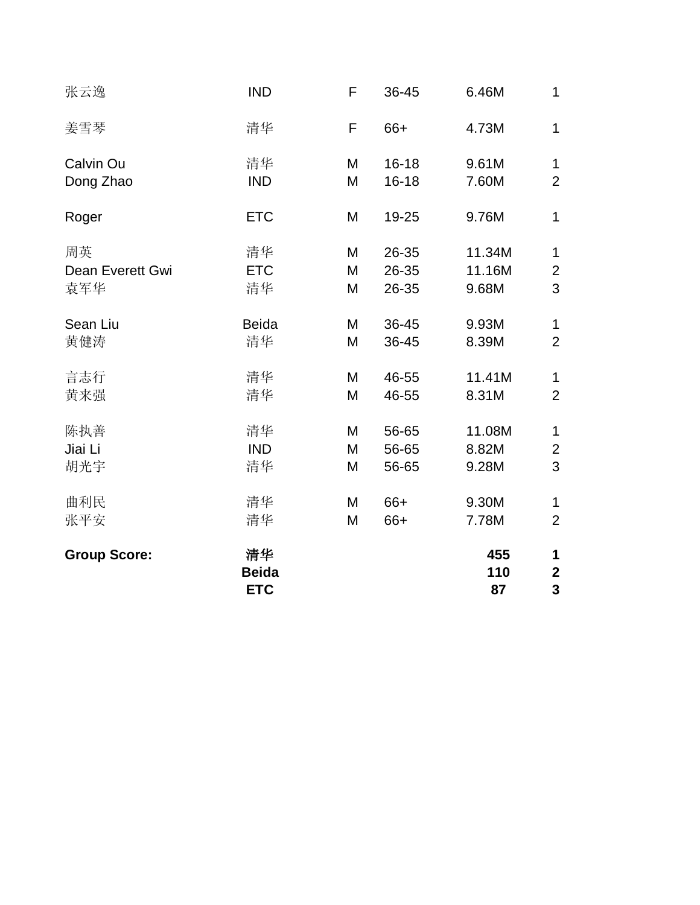| | | | | | |
|---|---|---|---|---|---|
| 张云逸 | IND | F | 36-45 | 6.46M | 1 |
| | | | | | |
| 姜雪琴 | 清华 | F | 66+ | 4.73M | 1 |
| | | | | | |
| Calvin Ou | 清华 | M | 16-18 | 9.61M | 1 |
| Dong Zhao | IND | M | 16-18 | 7.60M | 2 |
| | | | | | |
| Roger | ETC | M | 19-25 | 9.76M | 1 |
| | | | | | |
| 周英 | 清华 | M | 26-35 | 11.34M | 1 |
| Dean Everett Gwi | ETC | M | 26-35 | 11.16M | 2 |
| 袁军华 | 清华 | M | 26-35 | 9.68M | 3 |
| | | | | | |
| Sean Liu | Beida | M | 36-45 | 9.93M | 1 |
| 黄健涛 | 清华 | M | 36-45 | 8.39M | 2 |
| | | | | | |
| 言志行 | 清华 | M | 46-55 | 11.41M | 1 |
| 黄来强 | 清华 | M | 46-55 | 8.31M | 2 |
| | | | | | |
| 陈执善 | 清华 | M | 56-65 | 11.08M | 1 |
| Jiai Li | IND | M | 56-65 | 8.82M | 2 |
| 胡光宇 | 清华 | M | 56-65 | 9.28M | 3 |
| | | | | | |
| 曲利民 | 清华 | M | 66+ | 9.30M | 1 |
| 张平安 | 清华 | M | 66+ | 7.78M | 2 |
| | | | | | |
| **Group Score:** | **清华** | | | **455** | **1** |
| | **Beida** | | | **110** | **2** |
| | **ETC** | | | **87** | **3** |